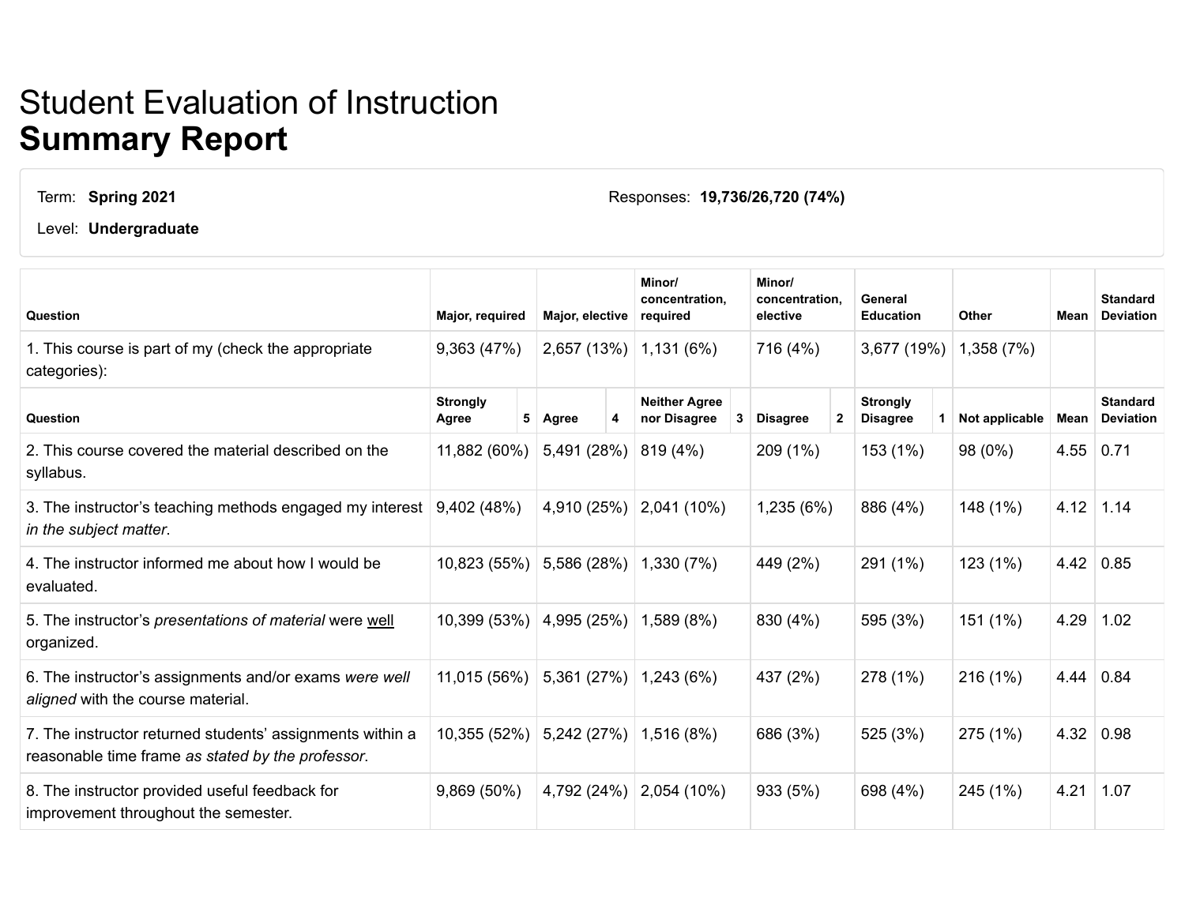# Student Evaluation of Instruction
# **Summary Report**

Term: **Spring 2021**

Level: **Undergraduate**

Responses: **19,736/26,720 (74%)**

| Question | Major, required | Major, elective | Minor/ concentration, required | Minor/ concentration, elective | General Education | Other | Mean | Standard Deviation |
|---|---|---|---|---|---|---|---|---|
| 1. This course is part of my (check the appropriate categories): | 9,363 (47%) | 2,657 (13%) | 1,131 (6%) | 716 (4%) | 3,677 (19%) | 1,358 (7%) | | |
| **Question** | **Strongly Agree 5** | **Agree 4** | **Neither Agree nor Disagree 3** | **Disagree 2** | **Strongly Disagree 1** | **Not applicable** | **Mean** | **Standard Deviation** |
| 2. This course covered the material described on the syllabus. | 11,882 (60%) | 5,491 (28%) | 819 (4%) | 209 (1%) | 153 (1%) | 98 (0%) | 4.55 | 0.71 |
| 3. The instructor's teaching methods engaged my interest *in the subject matter*. | 9,402 (48%) | 4,910 (25%) | 2,041 (10%) | 1,235 (6%) | 886 (4%) | 148 (1%) | 4.12 | 1.14 |
| 4. The instructor informed me about how I would be evaluated. | 10,823 (55%) | 5,586 (28%) | 1,330 (7%) | 449 (2%) | 291 (1%) | 123 (1%) | 4.42 | 0.85 |
| 5. The instructor's *presentations of material* were well organized. | 10,399 (53%) | 4,995 (25%) | 1,589 (8%) | 830 (4%) | 595 (3%) | 151 (1%) | 4.29 | 1.02 |
| 6. The instructor's assignments and/or exams *were well aligned* with the course material. | 11,015 (56%) | 5,361 (27%) | 1,243 (6%) | 437 (2%) | 278 (1%) | 216 (1%) | 4.44 | 0.84 |
| 7. The instructor returned students' assignments within a reasonable time frame *as stated by the professor*. | 10,355 (52%) | 5,242 (27%) | 1,516 (8%) | 686 (3%) | 525 (3%) | 275 (1%) | 4.32 | 0.98 |
| 8. The instructor provided useful feedback for improvement throughout the semester. | 9,869 (50%) | 4,792 (24%) | 2,054 (10%) | 933 (5%) | 698 (4%) | 245 (1%) | 4.21 | 1.07 |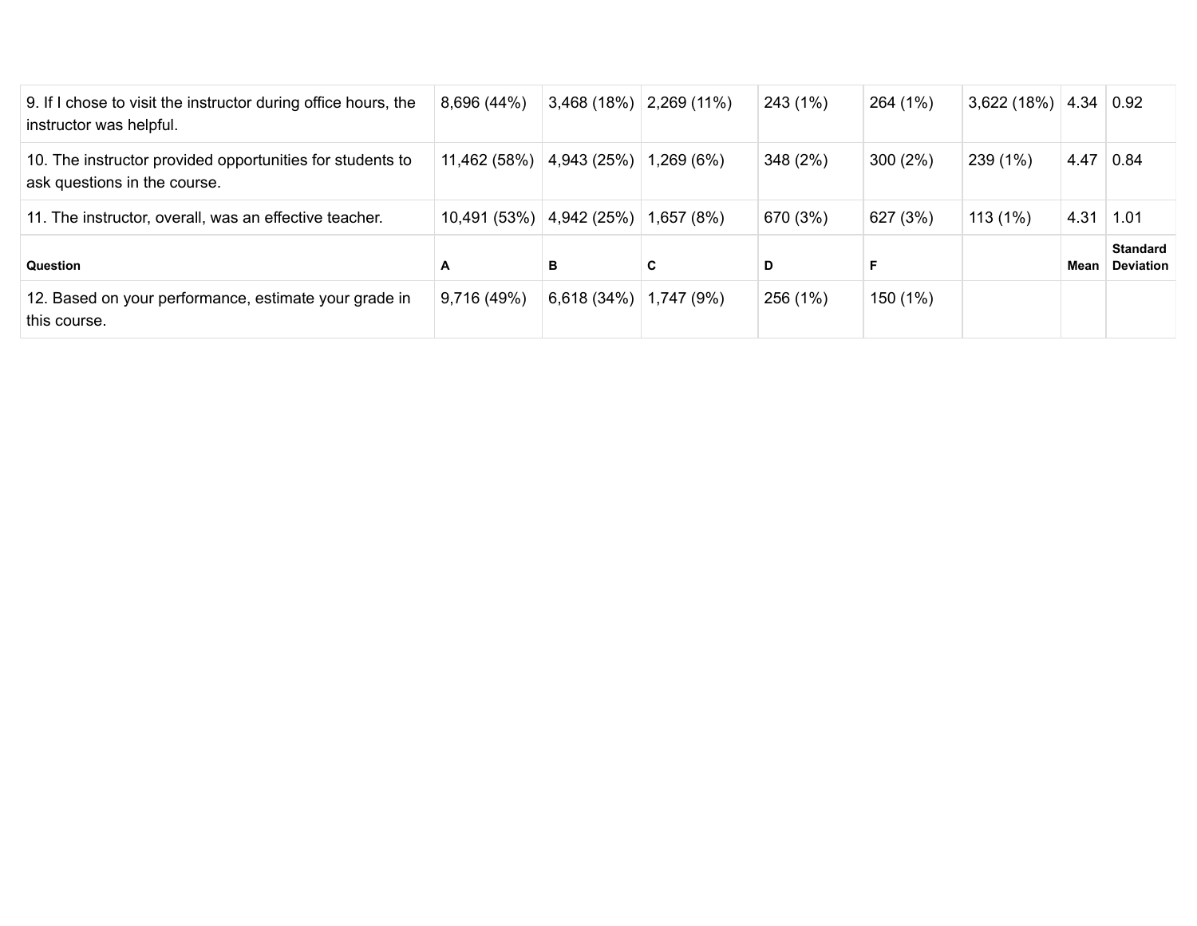| | | | | | | | | |
|---|---|---|---|---|---|---|---|---|
| 9. If I chose to visit the instructor during office hours, the instructor was helpful. | 8,696 (44%) | 3,468 (18%) | 2,269 (11%) | 243 (1%) | 264 (1%) | 3,622 (18%) | 4.34 | 0.92 |
| 10. The instructor provided opportunities for students to ask questions in the course. | 11,462 (58%) | 4,943 (25%) | 1,269 (6%) | 348 (2%) | 300 (2%) | 239 (1%) | 4.47 | 0.84 |
| 11. The instructor, overall, was an effective teacher. | 10,491 (53%) | 4,942 (25%) | 1,657 (8%) | 670 (3%) | 627 (3%) | 113 (1%) | 4.31 | 1.01 |
| **Question** | **A** | **B** | **C** | **D** | **F** | | **Mean** | **Standard Deviation** |
| 12. Based on your performance, estimate your grade in this course. | 9,716 (49%) | 6,618 (34%) | 1,747 (9%) | 256 (1%) | 150 (1%) | | | |